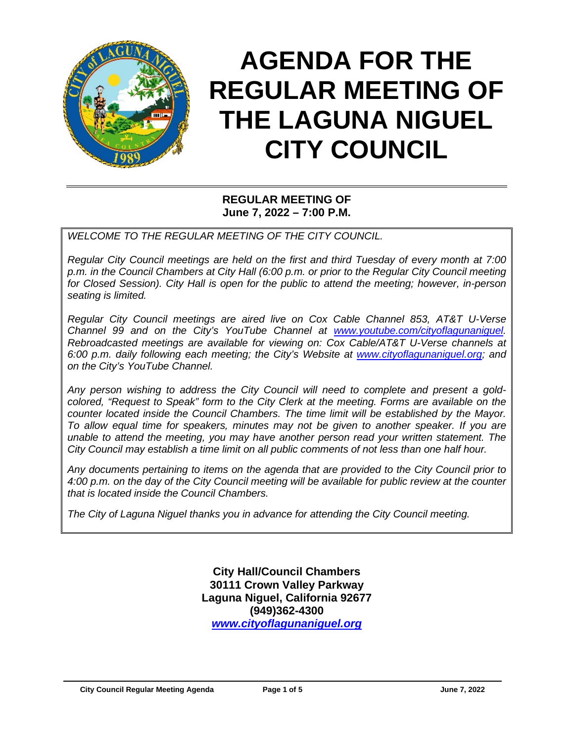# AGENDA FOR THE REGULAR MEETING OF THE LAGUNA NIGUEL CITY COUNCIL

**REGULAR MEETING OF**
**June 7, 2022 – 7:00 P.M.**

*WELCOME TO THE REGULAR MEETING OF THE CITY COUNCIL.*

*Regular City Council meetings are held on the first and third Tuesday of every month at 7:00 p.m. in the Council Chambers at City Hall (6:00 p.m. or prior to the Regular City Council meeting for Closed Session). City Hall is open for the public to attend the meeting; however, in-person seating is limited.*

*Regular City Council meetings are aired live on Cox Cable Channel 853, AT&T U-Verse Channel 99 and on the City's YouTube Channel at [www.youtube.com/cityoflagunaniguel](http://www.youtube.com/cityoflagunaniguel). Rebroadcasted meetings are available for viewing on: Cox Cable/AT&T U-Verse channels at 6:00 p.m. daily following each meeting; the City's Website at [www.cityoflagunaniguel.org](http://www.cityoflagunaniguel.org); and on the City's YouTube Channel.*

*Any person wishing to address the City Council will need to complete and present a gold-colored, "Request to Speak" form to the City Clerk at the meeting. Forms are available on the counter located inside the Council Chambers. The time limit will be established by the Mayor. To allow equal time for speakers, minutes may not be given to another speaker. If you are unable to attend the meeting, you may have another person read your written statement. The City Council may establish a time limit on all public comments of not less than one half hour.*

*Any documents pertaining to items on the agenda that are provided to the City Council prior to 4:00 p.m. on the day of the City Council meeting will be available for public review at the counter that is located inside the Council Chambers.*

*The City of Laguna Niguel thanks you in advance for attending the City Council meeting.*

**City Hall/Council Chambers**
**30111 Crown Valley Parkway**
**Laguna Niguel, California 92677**
**(949)362-4300**
***[www.cityoflagunaniguel.org](http://www.cityoflagunaniguel.org)***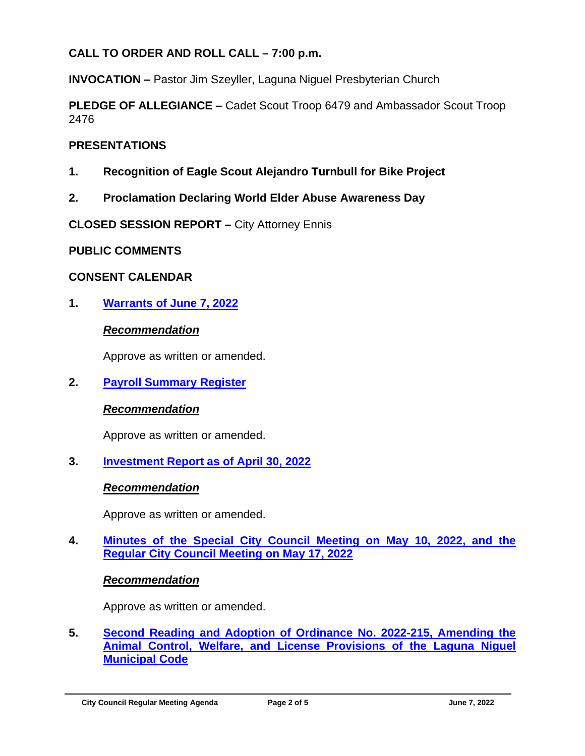**CALL TO ORDER AND ROLL CALL – 7:00 p.m.**

**INVOCATION –** Pastor Jim Szeyller, Laguna Niguel Presbyterian Church

**PLEDGE OF ALLEGIANCE –** Cadet Scout Troop 6479 and Ambassador Scout Troop 2476

**PRESENTATIONS**

1. **Recognition of Eagle Scout Alejandro Turnbull for Bike Project**

2. **Proclamation Declaring World Elder Abuse Awareness Day**

**CLOSED SESSION REPORT –** City Attorney Ennis

**PUBLIC COMMENTS**

**CONSENT CALENDAR**

1. **Warrants of June 7, 2022**

   ***Recommendation***

   Approve as written or amended.

2. **Payroll Summary Register**

   ***Recommendation***

   Approve as written or amended.

3. **Investment Report as of April 30, 2022**

   ***Recommendation***

   Approve as written or amended.

4. **Minutes of the Special City Council Meeting on May 10, 2022, and the Regular City Council Meeting on May 17, 2022**

   ***Recommendation***

   Approve as written or amended.

5. **Second Reading and Adoption of Ordinance No. 2022-215, Amending the Animal Control, Welfare, and License Provisions of the Laguna Niguel Municipal Code**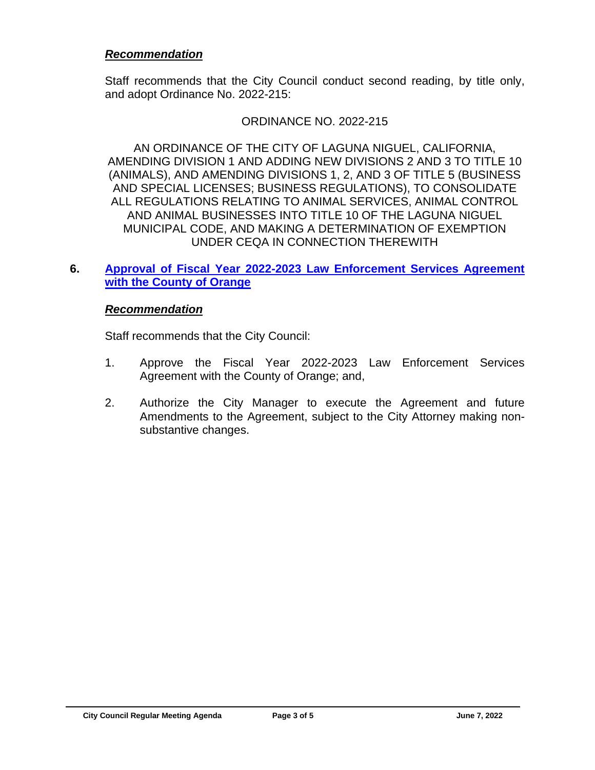***Recommendation***

Staff recommends that the City Council conduct second reading, by title only, and adopt Ordinance No. 2022-215:

ORDINANCE NO. 2022-215

AN ORDINANCE OF THE CITY OF LAGUNA NIGUEL, CALIFORNIA, AMENDING DIVISION 1 AND ADDING NEW DIVISIONS 2 AND 3 TO TITLE 10 (ANIMALS), AND AMENDING DIVISIONS 1, 2, AND 3 OF TITLE 5 (BUSINESS AND SPECIAL LICENSES; BUSINESS REGULATIONS), TO CONSOLIDATE ALL REGULATIONS RELATING TO ANIMAL SERVICES, ANIMAL CONTROL AND ANIMAL BUSINESSES INTO TITLE 10 OF THE LAGUNA NIGUEL MUNICIPAL CODE, AND MAKING A DETERMINATION OF EXEMPTION UNDER CEQA IN CONNECTION THEREWITH

**6. Approval of Fiscal Year 2022-2023 Law Enforcement Services Agreement with the County of Orange**

***Recommendation***

Staff recommends that the City Council:

1. Approve the Fiscal Year 2022-2023 Law Enforcement Services Agreement with the County of Orange; and,
2. Authorize the City Manager to execute the Agreement and future Amendments to the Agreement, subject to the City Attorney making non-substantive changes.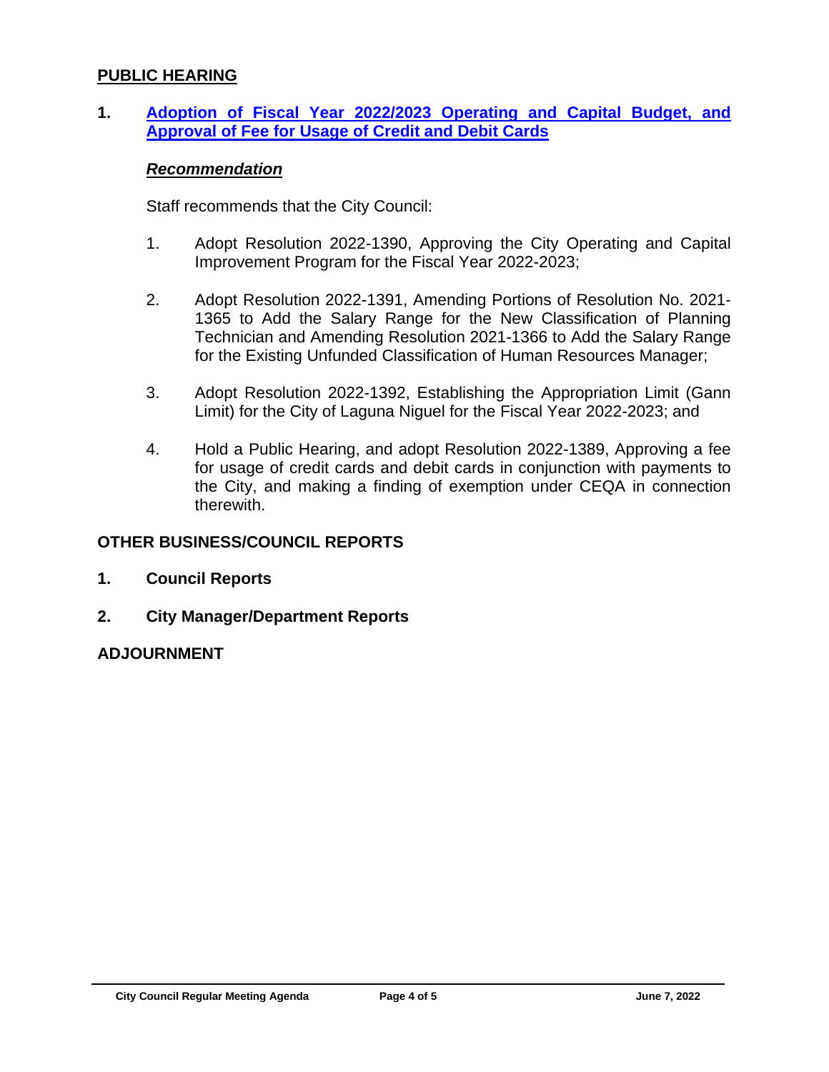## PUBLIC HEARING

**1. Adoption of Fiscal Year 2022/2023 Operating and Capital Budget, and Approval of Fee for Usage of Credit and Debit Cards**

***Recommendation***

Staff recommends that the City Council:

1. Adopt Resolution 2022-1390, Approving the City Operating and Capital Improvement Program for the Fiscal Year 2022-2023;

2. Adopt Resolution 2022-1391, Amending Portions of Resolution No. 2021-1365 to Add the Salary Range for the New Classification of Planning Technician and Amending Resolution 2021-1366 to Add the Salary Range for the Existing Unfunded Classification of Human Resources Manager;

3. Adopt Resolution 2022-1392, Establishing the Appropriation Limit (Gann Limit) for the City of Laguna Niguel for the Fiscal Year 2022-2023; and

4. Hold a Public Hearing, and adopt Resolution 2022-1389, Approving a fee for usage of credit cards and debit cards in conjunction with payments to the City, and making a finding of exemption under CEQA in connection therewith.

## OTHER BUSINESS/COUNCIL REPORTS

**1. Council Reports**

**2. City Manager/Department Reports**

## ADJOURNMENT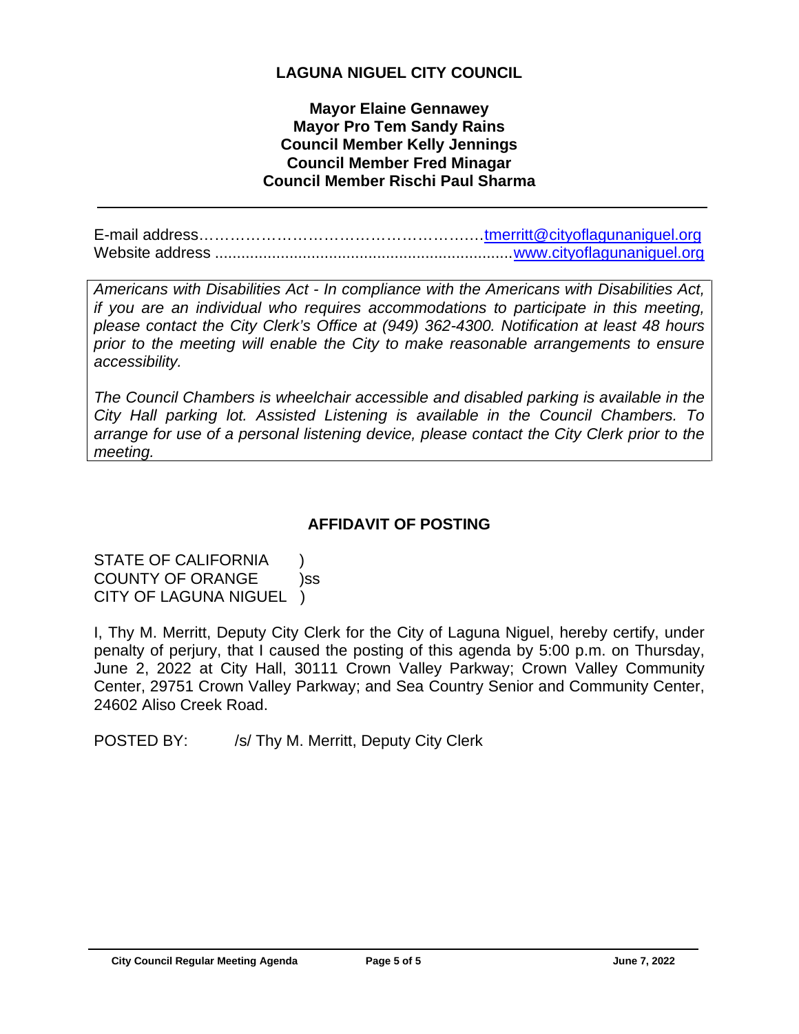**LAGUNA NIGUEL CITY COUNCIL**

**Mayor Elaine Gennawey**
**Mayor Pro Tem Sandy Rains**
**Council Member Kelly Jennings**
**Council Member Fred Minagar**
**Council Member Rischi Paul Sharma**

---

E-mail address………………………………………………tmerritt@cityoflagunaniguel.org
Website address ....................................................................www.cityoflagunaniguel.org

*Americans with Disabilities Act - In compliance with the Americans with Disabilities Act, if you are an individual who requires accommodations to participate in this meeting, please contact the City Clerk's Office at (949) 362-4300. Notification at least 48 hours prior to the meeting will enable the City to make reasonable arrangements to ensure accessibility.*

*The Council Chambers is wheelchair accessible and disabled parking is available in the City Hall parking lot. Assisted Listening is available in the Council Chambers. To arrange for use of a personal listening device, please contact the City Clerk prior to the meeting.*

## AFFIDAVIT OF POSTING

STATE OF CALIFORNIA )
COUNTY OF ORANGE )ss
CITY OF LAGUNA NIGUEL )

I, Thy M. Merritt, Deputy City Clerk for the City of Laguna Niguel, hereby certify, under penalty of perjury, that I caused the posting of this agenda by 5:00 p.m. on Thursday, June 2, 2022 at City Hall, 30111 Crown Valley Parkway; Crown Valley Community Center, 29751 Crown Valley Parkway; and Sea Country Senior and Community Center, 24602 Aliso Creek Road.

POSTED BY: /s/ Thy M. Merritt, Deputy City Clerk